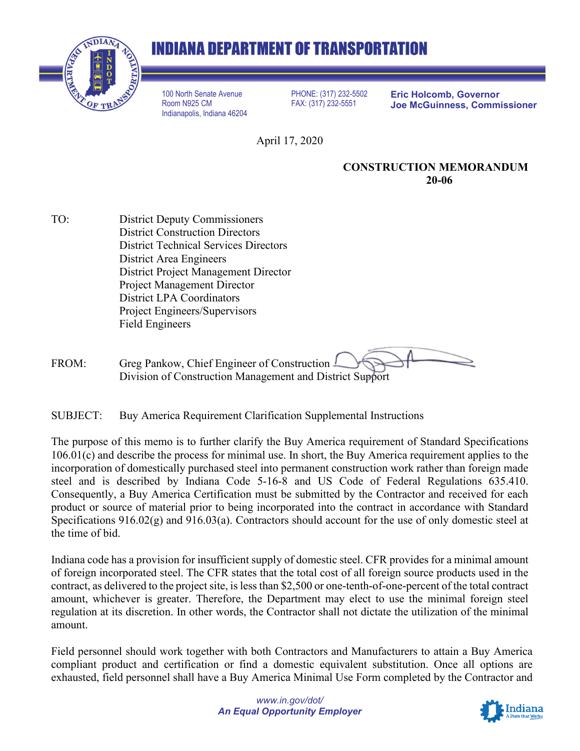# INDIANA DEPARTMENT OF TRANSPORTATION

100 North Senate Avenue
Room N925 CM
Indianapolis, Indiana 46204

PHONE: (317) 232-5502
FAX: (317) 232-5551

**Eric Holcomb, Governor**
**Joe McGuinness, Commissioner**

April 17, 2020

**CONSTRUCTION MEMORANDUM**
**20-06**

TO: District Deputy Commissioners
District Construction Directors
District Technical Services Directors
District Area Engineers
District Project Management Director
Project Management Director
District LPA Coordinators
Project Engineers/Supervisors
Field Engineers

FROM: Greg Pankow, Chief Engineer of Construction
Division of Construction Management and District Support

SUBJECT: Buy America Requirement Clarification Supplemental Instructions

The purpose of this memo is to further clarify the Buy America requirement of Standard Specifications 106.01(c) and describe the process for minimal use. In short, the Buy America requirement applies to the incorporation of domestically purchased steel into permanent construction work rather than foreign made steel and is described by Indiana Code 5-16-8 and US Code of Federal Regulations 635.410. Consequently, a Buy America Certification must be submitted by the Contractor and received for each product or source of material prior to being incorporated into the contract in accordance with Standard Specifications 916.02(g) and 916.03(a). Contractors should account for the use of only domestic steel at the time of bid.

Indiana code has a provision for insufficient supply of domestic steel. CFR provides for a minimal amount of foreign incorporated steel. The CFR states that the total cost of all foreign source products used in the contract, as delivered to the project site, is less than $2,500 or one-tenth-of-one-percent of the total contract amount, whichever is greater. Therefore, the Department may elect to use the minimal foreign steel regulation at its discretion. In other words, the Contractor shall not dictate the utilization of the minimal amount.

Field personnel should work together with both Contractors and Manufacturers to attain a Buy America compliant product and certification or find a domestic equivalent substitution. Once all options are exhausted, field personnel shall have a Buy America Minimal Use Form completed by the Contractor and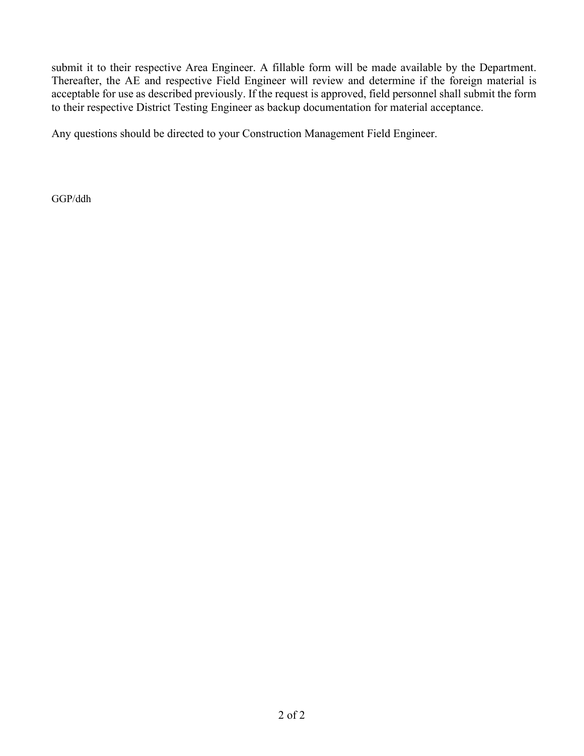submit it to their respective Area Engineer. A fillable form will be made available by the Department. Thereafter, the AE and respective Field Engineer will review and determine if the foreign material is acceptable for use as described previously. If the request is approved, field personnel shall submit the form to their respective District Testing Engineer as backup documentation for material acceptance.

Any questions should be directed to your Construction Management Field Engineer.

GGP/ddh